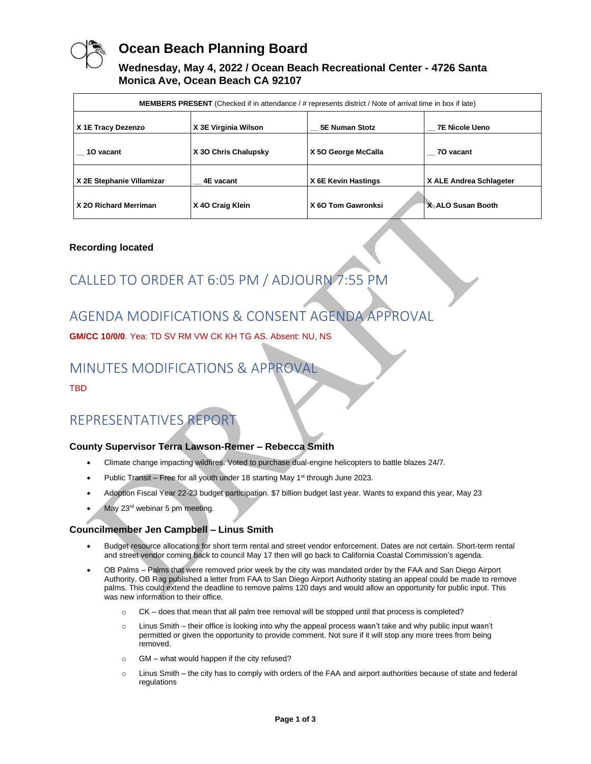# Ocean Beach Planning Board

**Wednesday, May 4, 2022 / Ocean Beach Recreational Center - 4726 Santa Monica Ave, Ocean Beach CA 92107**

| **MEMBERS PRESENT** (Checked if in attendance / # represents district / Note of arrival time in box if late) | | | |
|---|---|---|---|
| X 1E Tracy Dezenzo | X 3E Virginia Wilson | __ 5E Numan Stotz | __ 7E Nicole Ueno |
| __ 1O vacant | X 3O Chris Chalupsky | X 5O George McCalla | __ 7O vacant |
| X 2E Stephanie Villamizar | __ 4E vacant | X 6E Kevin Hastings | X ALE Andrea Schlageter |
| X 2O Richard Merriman | X 4O Craig Klein | X 6O Tom Gawronksi | X ALO Susan Booth |

**Recording located**

## CALLED TO ORDER AT 6:05 PM / ADJOURN 7:55 PM

## AGENDA MODIFICATIONS & CONSENT AGENDA APPROVAL

**GM/CC 10/0/0**. Yea: TD SV RM VW CK KH TG AS. Absent: NU, NS

## MINUTES MODIFICATIONS & APPROVAL

TBD

## REPRESENTATIVES REPORT

### County Supervisor Terra Lawson-Remer – Rebecca Smith

- Climate change impacting wildfires. Voted to purchase dual-engine helicopters to battle blazes 24/7.
- Public Transit – Free for all youth under 18 starting May 1st through June 2023.
- Adoption Fiscal Year 22-23 budget participation. $7 billion budget last year. Wants to expand this year, May 23
- May 23rd webinar 5 pm meeting.

### Councilmember Jen Campbell – Linus Smith

- Budget resource allocations for short term rental and street vendor enforcement. Dates are not certain. Short-term rental and street vendor coming back to council May 17 then will go back to California Coastal Commission's agenda.
- OB Palms – Palms that were removed prior week by the city was mandated order by the FAA and San Diego Airport Authority. OB Rag published a letter from FAA to San Diego Airport Authority stating an appeal could be made to remove palms. This could extend the deadline to remove palms 120 days and would allow an opportunity for public input. This was new information to their office.
  - CK – does that mean that all palm tree removal will be stopped until that process is completed?
  - Linus Smith – their office is looking into why the appeal process wasn't take and why public input wasn't permitted or given the opportunity to provide comment. Not sure if it will stop any more trees from being removed.
  - GM – what would happen if the city refused?
  - Linus Smith – the city has to comply with orders of the FAA and airport authorities because of state and federal regulations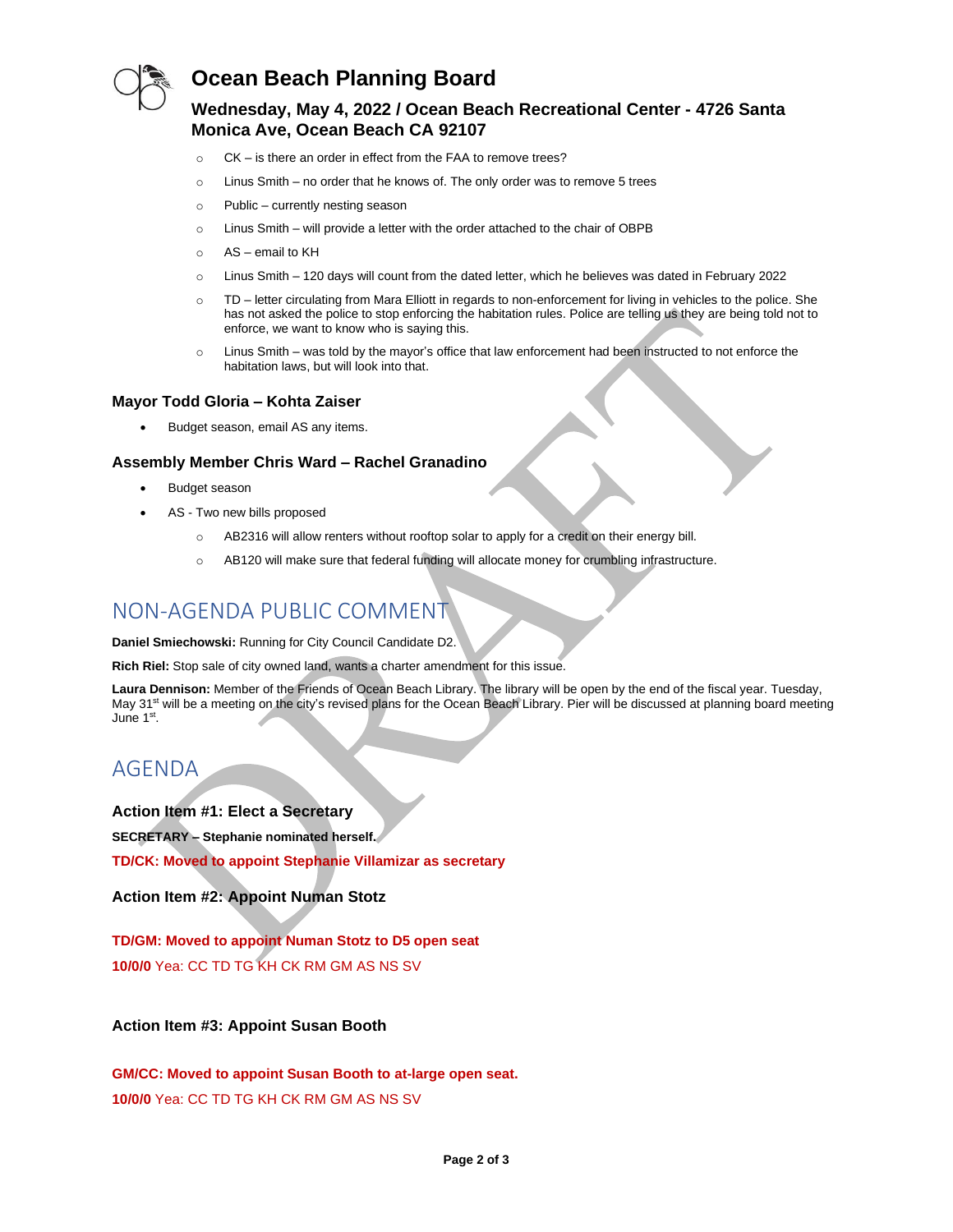# Ocean Beach Planning Board

## Wednesday, May 4, 2022 / Ocean Beach Recreational Center - 4726 Santa Monica Ave, Ocean Beach CA 92107

- CK – is there an order in effect from the FAA to remove trees?
- Linus Smith – no order that he knows of. The only order was to remove 5 trees
- Public – currently nesting season
- Linus Smith – will provide a letter with the order attached to the chair of OBPB
- AS – email to KH
- Linus Smith – 120 days will count from the dated letter, which he believes was dated in February 2022
- TD – letter circulating from Mara Elliott in regards to non-enforcement for living in vehicles to the police. She has not asked the police to stop enforcing the habitation rules. Police are telling us they are being told not to enforce, we want to know who is saying this.
- Linus Smith – was told by the mayor's office that law enforcement had been instructed to not enforce the habitation laws, but will look into that.

### Mayor Todd Gloria – Kohta Zaiser

- Budget season, email AS any items.

### Assembly Member Chris Ward – Rachel Granadino

- Budget season
- AS - Two new bills proposed
  - AB2316 will allow renters without rooftop solar to apply for a credit on their energy bill.
  - AB120 will make sure that federal funding will allocate money for crumbling infrastructure.

## NON-AGENDA PUBLIC COMMENT

**Daniel Smiechowski:** Running for City Council Candidate D2.

**Rich Riel:** Stop sale of city owned land, wants a charter amendment for this issue.

**Laura Dennison:** Member of the Friends of Ocean Beach Library. The library will be open by the end of the fiscal year. Tuesday, May 31st will be a meeting on the city's revised plans for the Ocean Beach Library. Pier will be discussed at planning board meeting June 1st.

## AGENDA

### Action Item #1: Elect a Secretary

**SECRETARY – Stephanie nominated herself.**

**TD/CK: Moved to appoint Stephanie Villamizar as secretary**

### Action Item #2: Appoint Numan Stotz

**TD/GM: Moved to appoint Numan Stotz to D5 open seat**

**10/0/0** Yea: CC TD TG KH CK RM GM AS NS SV

### Action Item #3: Appoint Susan Booth

**GM/CC: Moved to appoint Susan Booth to at-large open seat.**

**10/0/0** Yea: CC TD TG KH CK RM GM AS NS SV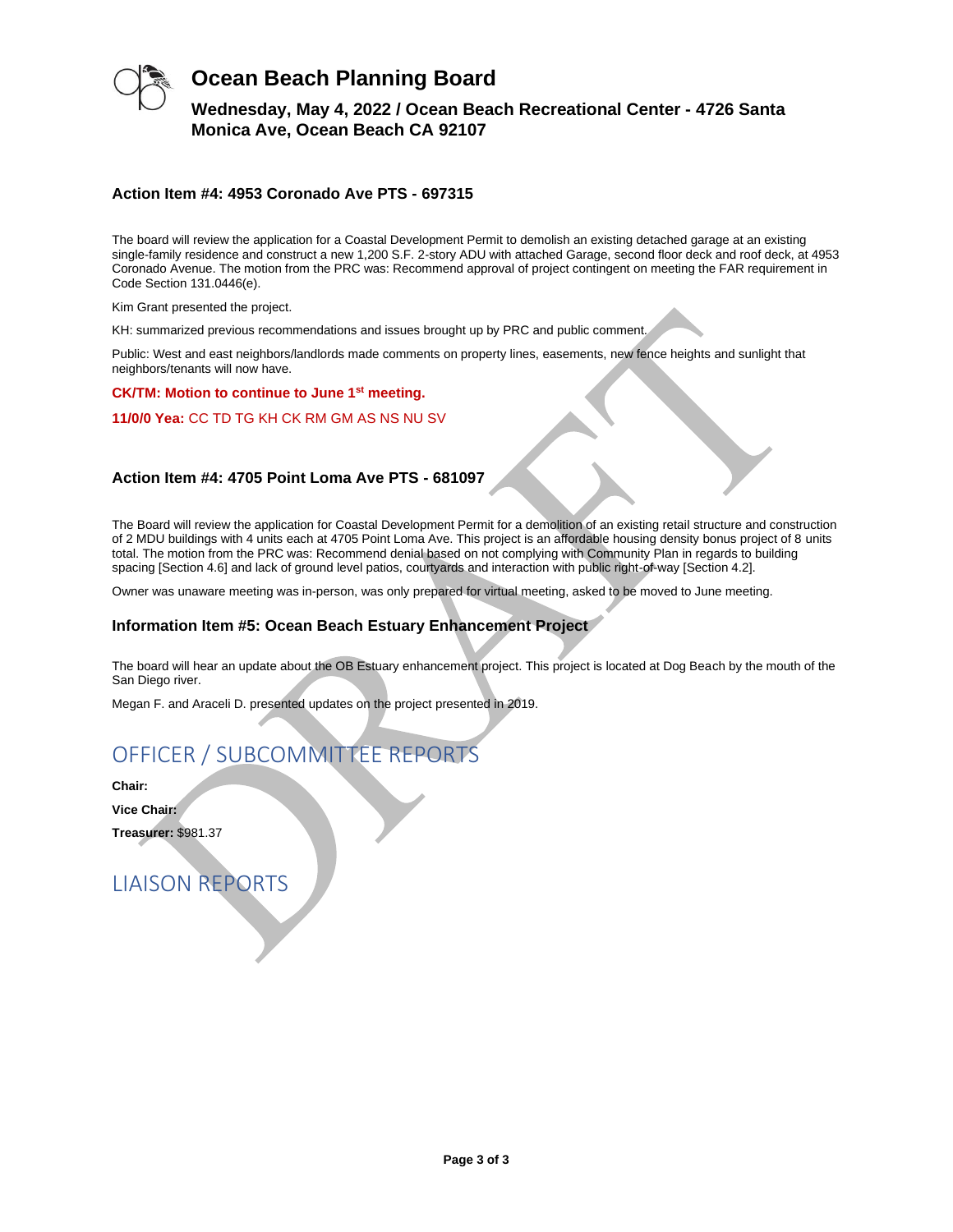# Ocean Beach Planning Board

### Wednesday, May 4, 2022 / Ocean Beach Recreational Center - 4726 Santa Monica Ave, Ocean Beach CA 92107

### Action Item #4: 4953 Coronado Ave PTS - 697315

The board will review the application for a Coastal Development Permit to demolish an existing detached garage at an existing single-family residence and construct a new 1,200 S.F. 2-story ADU with attached Garage, second floor deck and roof deck, at 4953 Coronado Avenue. The motion from the PRC was: Recommend approval of project contingent on meeting the FAR requirement in Code Section 131.0446(e).

Kim Grant presented the project.

KH: summarized previous recommendations and issues brought up by PRC and public comment.

Public: West and east neighbors/landlords made comments on property lines, easements, new fence heights and sunlight that neighbors/tenants will now have.

**CK/TM: Motion to continue to June 1st meeting.**

**11/0/0 Yea:** CC TD TG KH CK RM GM AS NS NU SV

### Action Item #4: 4705 Point Loma Ave PTS - 681097

The Board will review the application for Coastal Development Permit for a demolition of an existing retail structure and construction of 2 MDU buildings with 4 units each at 4705 Point Loma Ave. This project is an affordable housing density bonus project of 8 units total. The motion from the PRC was: Recommend denial based on not complying with Community Plan in regards to building spacing [Section 4.6] and lack of ground level patios, courtyards and interaction with public right-of-way [Section 4.2].

Owner was unaware meeting was in-person, was only prepared for virtual meeting, asked to be moved to June meeting.

### Information Item #5: Ocean Beach Estuary Enhancement Project

The board will hear an update about the OB Estuary enhancement project. This project is located at Dog Beach by the mouth of the San Diego river.

Megan F. and Araceli D. presented updates on the project presented in 2019.

## OFFICER / SUBCOMMITTEE REPORTS

**Chair:**

**Vice Chair:**

**Treasurer:** $981.37

## LIAISON REPORTS